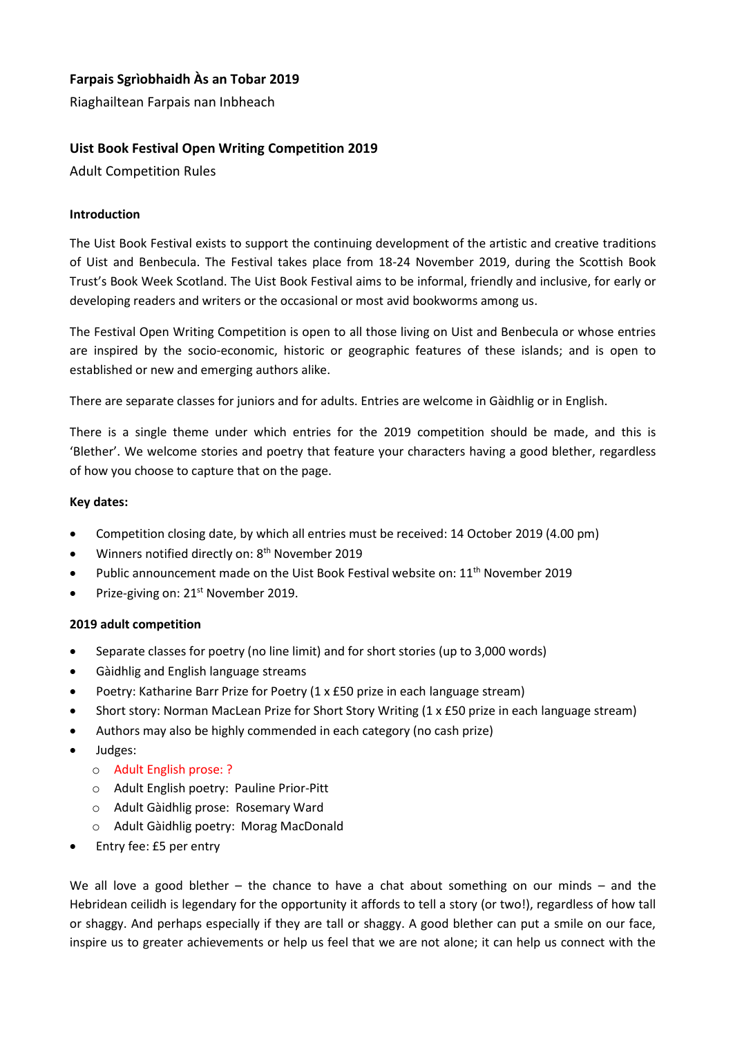## Farpais Sgrìobhaidh Às an Tobar 2019

Riaghailtean Farpais nan Inbheach

## Uist Book Festival Open Writing Competition 2019

Adult Competition Rules

### Introduction

The Uist Book Festival exists to support the continuing development of the artistic and creative traditions of Uist and Benbecula. The Festival takes place from 18-24 November 2019, during the Scottish Book Trust's Book Week Scotland. The Uist Book Festival aims to be informal, friendly and inclusive, for early or developing readers and writers or the occasional or most avid bookworms among us.

The Festival Open Writing Competition is open to all those living on Uist and Benbecula or whose entries are inspired by the socio-economic, historic or geographic features of these islands; and is open to established or new and emerging authors alike.

There are separate classes for juniors and for adults. Entries are welcome in Gàidhlig or in English.

There is a single theme under which entries for the 2019 competition should be made, and this is 'Blether'. We welcome stories and poetry that feature your characters having a good blether, regardless of how you choose to capture that on the page.

### Key dates:

- Competition closing date, by which all entries must be received: 14 October 2019 (4.00 pm)
- Winners notified directly on: 8th November 2019
- Public announcement made on the Uist Book Festival website on: 11th November 2019
- Prize-giving on: 21st November 2019.

### 2019 adult competition

- Separate classes for poetry (no line limit) and for short stories (up to 3,000 words)
- Gàidhlig and English language streams
- Poetry: Katharine Barr Prize for Poetry (1 x £50 prize in each language stream)
- Short story: Norman MacLean Prize for Short Story Writing (1 x £50 prize in each language stream)
- Authors may also be highly commended in each category (no cash prize)
- Judges:
  - Adult English prose: ?
  - Adult English poetry: Pauline Prior-Pitt
  - Adult Gàidhlig prose: Rosemary Ward
  - Adult Gàidhlig poetry: Morag MacDonald
- Entry fee: £5 per entry

We all love a good blether – the chance to have a chat about something on our minds – and the Hebridean ceilidh is legendary for the opportunity it affords to tell a story (or two!), regardless of how tall or shaggy. And perhaps especially if they are tall or shaggy. A good blether can put a smile on our face, inspire us to greater achievements or help us feel that we are not alone; it can help us connect with the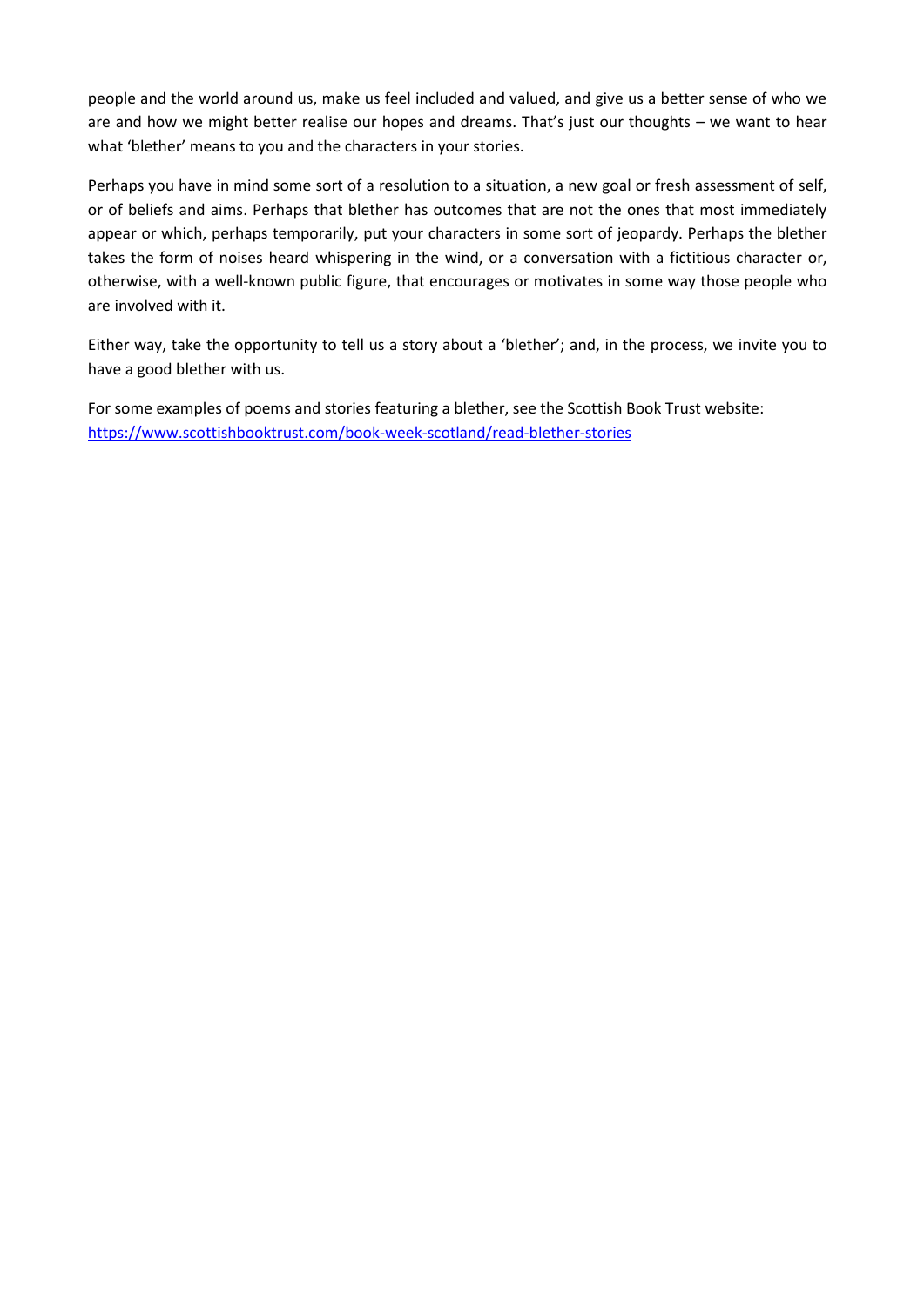people and the world around us, make us feel included and valued, and give us a better sense of who we are and how we might better realise our hopes and dreams. That's just our thoughts – we want to hear what 'blether' means to you and the characters in your stories.

Perhaps you have in mind some sort of a resolution to a situation, a new goal or fresh assessment of self, or of beliefs and aims. Perhaps that blether has outcomes that are not the ones that most immediately appear or which, perhaps temporarily, put your characters in some sort of jeopardy. Perhaps the blether takes the form of noises heard whispering in the wind, or a conversation with a fictitious character or, otherwise, with a well-known public figure, that encourages or motivates in some way those people who are involved with it.

Either way, take the opportunity to tell us a story about a 'blether'; and, in the process, we invite you to have a good blether with us.

For some examples of poems and stories featuring a blether, see the Scottish Book Trust website:
[https://www.scottishbooktrust.com/book-week-scotland/read-blether-stories](https://www.scottishbooktrust.com/book-week-scotland/read-blether-stories)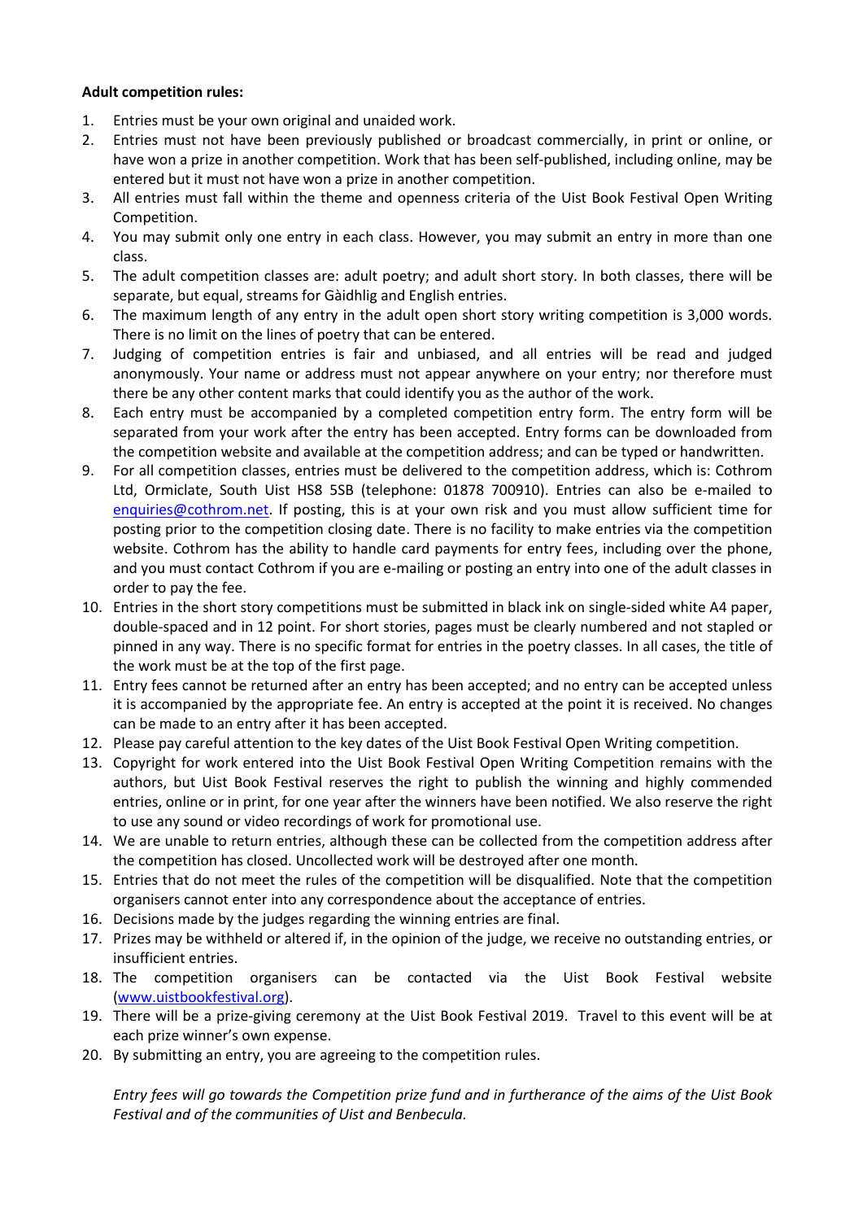**Adult competition rules:**

1. Entries must be your own original and unaided work.
2. Entries must not have been previously published or broadcast commercially, in print or online, or have won a prize in another competition. Work that has been self-published, including online, may be entered but it must not have won a prize in another competition.
3. All entries must fall within the theme and openness criteria of the Uist Book Festival Open Writing Competition.
4. You may submit only one entry in each class. However, you may submit an entry in more than one class.
5. The adult competition classes are: adult poetry; and adult short story. In both classes, there will be separate, but equal, streams for Gàidhlig and English entries.
6. The maximum length of any entry in the adult open short story writing competition is 3,000 words. There is no limit on the lines of poetry that can be entered.
7. Judging of competition entries is fair and unbiased, and all entries will be read and judged anonymously. Your name or address must not appear anywhere on your entry; nor therefore must there be any other content marks that could identify you as the author of the work.
8. Each entry must be accompanied by a completed competition entry form. The entry form will be separated from your work after the entry has been accepted. Entry forms can be downloaded from the competition website and available at the competition address; and can be typed or handwritten.
9. For all competition classes, entries must be delivered to the competition address, which is: Cothrom Ltd, Ormiclate, South Uist HS8 5SB (telephone: 01878 700910). Entries can also be e-mailed to enquiries@cothrom.net. If posting, this is at your own risk and you must allow sufficient time for posting prior to the competition closing date. There is no facility to make entries via the competition website. Cothrom has the ability to handle card payments for entry fees, including over the phone, and you must contact Cothrom if you are e-mailing or posting an entry into one of the adult classes in order to pay the fee.
10. Entries in the short story competitions must be submitted in black ink on single-sided white A4 paper, double-spaced and in 12 point. For short stories, pages must be clearly numbered and not stapled or pinned in any way. There is no specific format for entries in the poetry classes. In all cases, the title of the work must be at the top of the first page.
11. Entry fees cannot be returned after an entry has been accepted; and no entry can be accepted unless it is accompanied by the appropriate fee. An entry is accepted at the point it is received. No changes can be made to an entry after it has been accepted.
12. Please pay careful attention to the key dates of the Uist Book Festival Open Writing competition.
13. Copyright for work entered into the Uist Book Festival Open Writing Competition remains with the authors, but Uist Book Festival reserves the right to publish the winning and highly commended entries, online or in print, for one year after the winners have been notified. We also reserve the right to use any sound or video recordings of work for promotional use.
14. We are unable to return entries, although these can be collected from the competition address after the competition has closed. Uncollected work will be destroyed after one month.
15. Entries that do not meet the rules of the competition will be disqualified. Note that the competition organisers cannot enter into any correspondence about the acceptance of entries.
16. Decisions made by the judges regarding the winning entries are final.
17. Prizes may be withheld or altered if, in the opinion of the judge, we receive no outstanding entries, or insufficient entries.
18. The competition organisers can be contacted via the Uist Book Festival website (www.uistbookfestival.org).
19. There will be a prize-giving ceremony at the Uist Book Festival 2019. Travel to this event will be at each prize winner's own expense.
20. By submitting an entry, you are agreeing to the competition rules.

*Entry fees will go towards the Competition prize fund and in furtherance of the aims of the Uist Book Festival and of the communities of Uist and Benbecula.*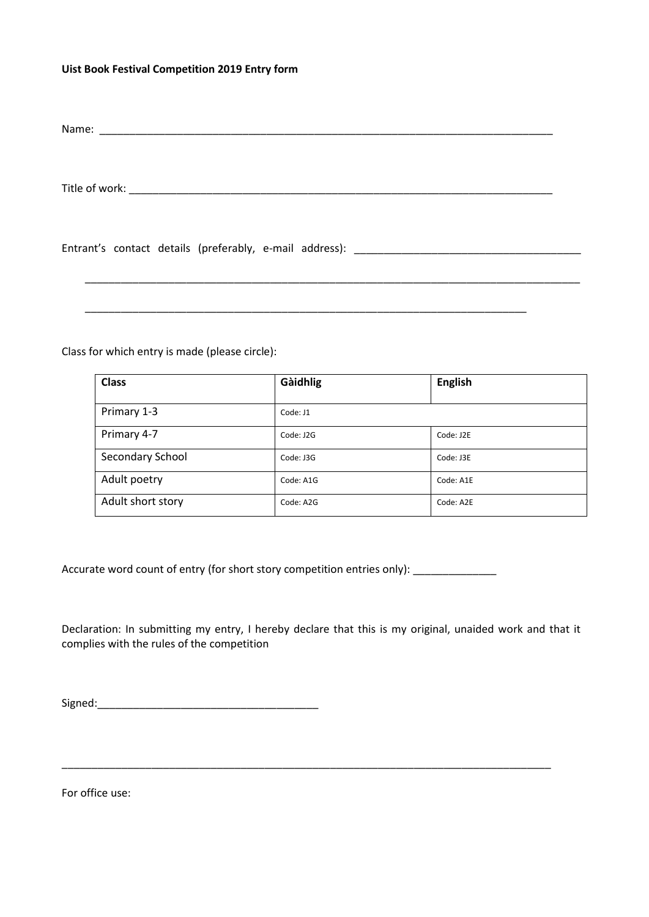**Uist Book Festival Competition 2019 Entry form**

Name: ___________________________________________________________________________

Title of work: _______________________________________________________________________

Entrant's contact details (preferably, e-mail address): ______________________________________

_________________________________________________________________________________________

___________________________________________________________________________

Class for which entry is made (please circle):

| Class | Gàidhlig | English |
|---|---|---|
| Primary 1-3 | Code: J1 | |
| Primary 4-7 | Code: J2G | Code: J2E |
| Secondary School | Code: J3G | Code: J3E |
| Adult poetry | Code: A1G | Code: A1E |
| Adult short story | Code: A2G | Code: A2E |

Accurate word count of entry (for short story competition entries only): ______________

Declaration: In submitting my entry, I hereby declare that this is my original, unaided work and that it complies with the rules of the competition

Signed:_____________________________________

_________________________________________________________________________________________

For office use: